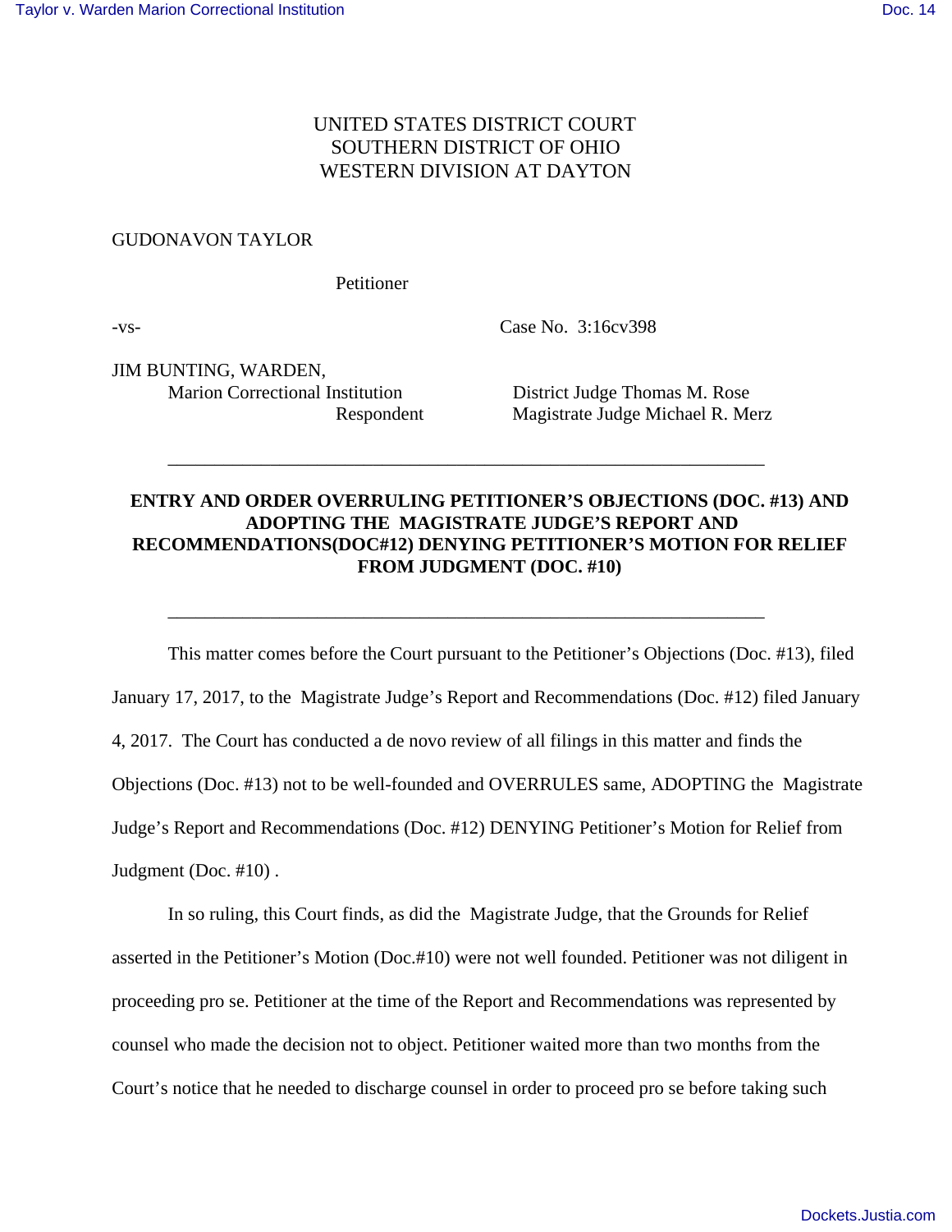UNITED STATES DISTRICT COURT
SOUTHERN DISTRICT OF OHIO
WESTERN DIVISION AT DAYTON

GUDONAVON TAYLOR

Petitioner

-vs- Case No. 3:16cv398

JIM BUNTING, WARDEN,
Marion Correctional Institution
Respondent

District Judge Thomas M. Rose
Magistrate Judge Michael R. Merz

---

**ENTRY AND ORDER OVERRULING PETITIONER'S OBJECTIONS (DOC. #13) AND ADOPTING THE MAGISTRATE JUDGE'S REPORT AND RECOMMENDATIONS(DOC#12) DENYING PETITIONER'S MOTION FOR RELIEF FROM JUDGMENT (DOC. #10)**

---

This matter comes before the Court pursuant to the Petitioner's Objections (Doc. #13), filed January 17, 2017, to the Magistrate Judge's Report and Recommendations (Doc. #12) filed January 4, 2017. The Court has conducted a de novo review of all filings in this matter and finds the Objections (Doc. #13) not to be well-founded and OVERRULES same, ADOPTING the Magistrate Judge's Report and Recommendations (Doc. #12) DENYING Petitioner's Motion for Relief from Judgment (Doc. #10) .

In so ruling, this Court finds, as did the Magistrate Judge, that the Grounds for Relief asserted in the Petitioner's Motion (Doc.#10) were not well founded. Petitioner was not diligent in proceeding pro se. Petitioner at the time of the Report and Recommendations was represented by counsel who made the decision not to object. Petitioner waited more than two months from the Court's notice that he needed to discharge counsel in order to proceed pro se before taking such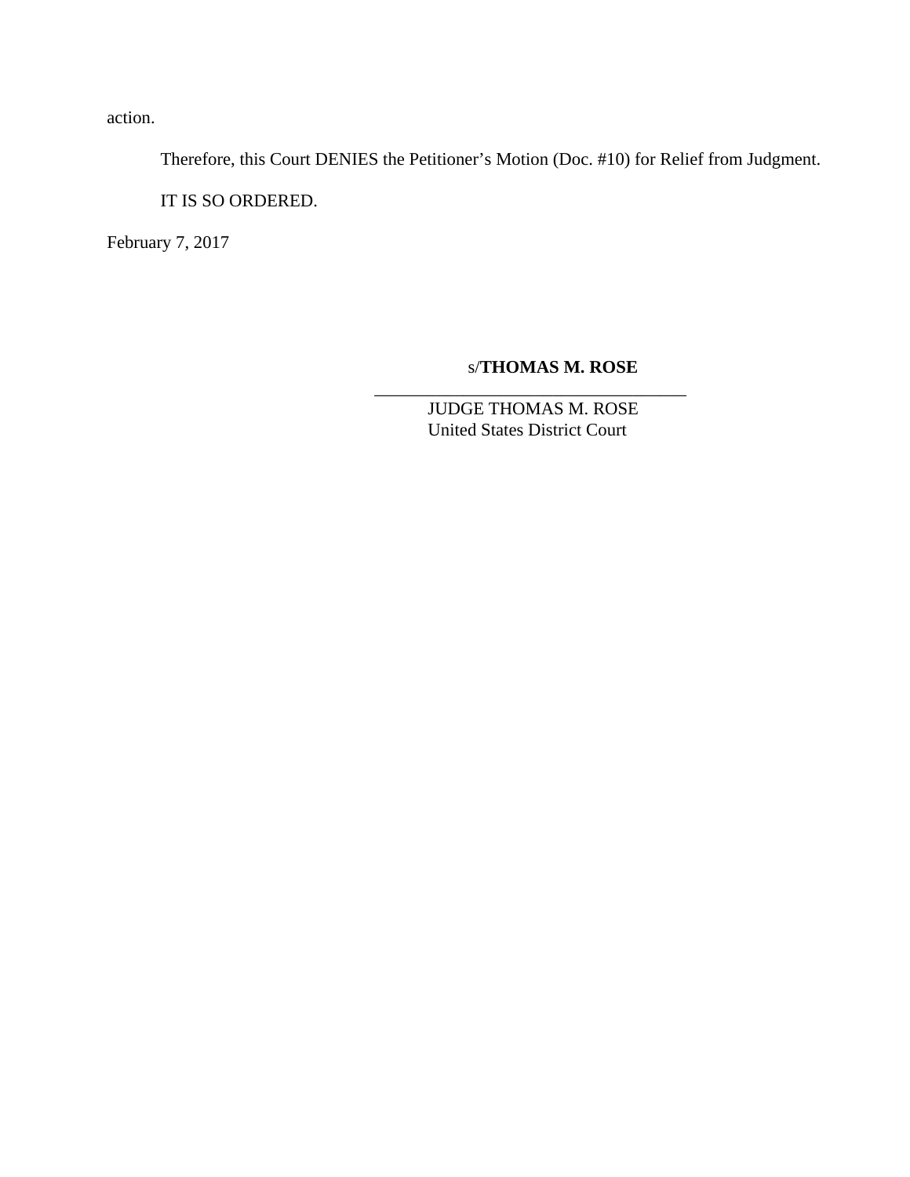action.

Therefore, this Court DENIES the Petitioner's Motion (Doc. #10) for Relief from Judgment.

IT IS SO ORDERED.

February 7, 2017

s/**THOMAS M. ROSE**

\_\_\_\_\_\_\_\_\_\_\_\_\_\_\_\_\_\_\_\_\_\_\_\_\_\_\_\_\_\_\_\_\_\_\_\_

JUDGE THOMAS M. ROSE
United States District Court